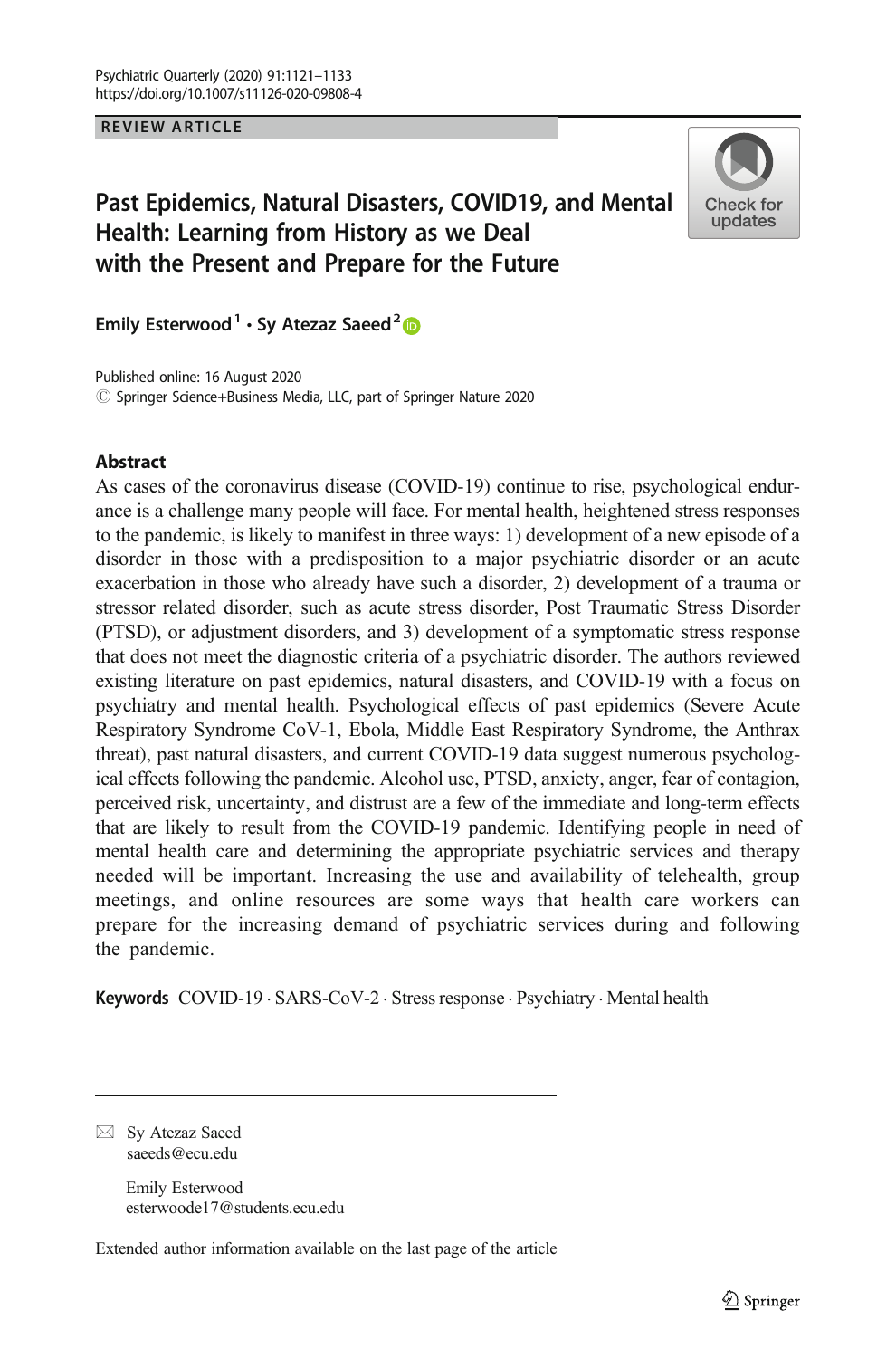REVIEW ARTICLE

# Past Epidemics, Natural Disasters, COVID19, and Mental Health: Learning from History as we Deal with the Present and Prepare for the Future

Emily Esterwood[1] · Sy Atezaz Saeed[2]

Published online: 16 August 2020
© Springer Science+Business Media, LLC, part of Springer Nature 2020

## Abstract

As cases of the coronavirus disease (COVID-19) continue to rise, psychological endurance is a challenge many people will face. For mental health, heightened stress responses to the pandemic, is likely to manifest in three ways: 1) development of a new episode of a disorder in those with a predisposition to a major psychiatric disorder or an acute exacerbation in those who already have such a disorder, 2) development of a trauma or stressor related disorder, such as acute stress disorder, Post Traumatic Stress Disorder (PTSD), or adjustment disorders, and 3) development of a symptomatic stress response that does not meet the diagnostic criteria of a psychiatric disorder. The authors reviewed existing literature on past epidemics, natural disasters, and COVID-19 with a focus on psychiatry and mental health. Psychological effects of past epidemics (Severe Acute Respiratory Syndrome CoV-1, Ebola, Middle East Respiratory Syndrome, the Anthrax threat), past natural disasters, and current COVID-19 data suggest numerous psychological effects following the pandemic. Alcohol use, PTSD, anxiety, anger, fear of contagion, perceived risk, uncertainty, and distrust are a few of the immediate and long-term effects that are likely to result from the COVID-19 pandemic. Identifying people in need of mental health care and determining the appropriate psychiatric services and therapy needed will be important. Increasing the use and availability of telehealth, group meetings, and online resources are some ways that health care workers can prepare for the increasing demand of psychiatric services during and following the pandemic.

**Keywords** COVID-19 · SARS-CoV-2 · Stress response · Psychiatry · Mental health

---

✉ Sy Atezaz Saeed
saeeds@ecu.edu

Emily Esterwood
esterwoode17@students.ecu.edu

Extended author information available on the last page of the article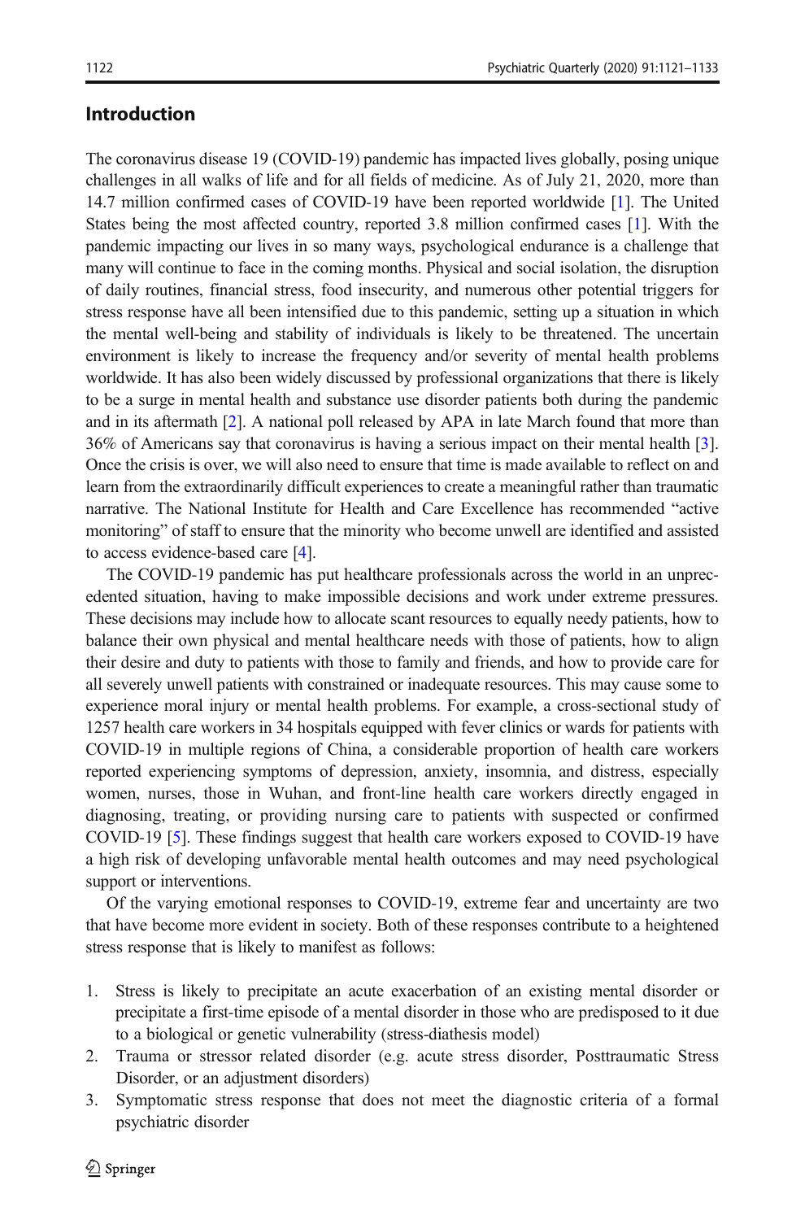## Introduction

The coronavirus disease 19 (COVID-19) pandemic has impacted lives globally, posing unique challenges in all walks of life and for all fields of medicine. As of July 21, 2020, more than 14.7 million confirmed cases of COVID-19 have been reported worldwide [1]. The United States being the most affected country, reported 3.8 million confirmed cases [1]. With the pandemic impacting our lives in so many ways, psychological endurance is a challenge that many will continue to face in the coming months. Physical and social isolation, the disruption of daily routines, financial stress, food insecurity, and numerous other potential triggers for stress response have all been intensified due to this pandemic, setting up a situation in which the mental well-being and stability of individuals is likely to be threatened. The uncertain environment is likely to increase the frequency and/or severity of mental health problems worldwide. It has also been widely discussed by professional organizations that there is likely to be a surge in mental health and substance use disorder patients both during the pandemic and in its aftermath [2]. A national poll released by APA in late March found that more than 36% of Americans say that coronavirus is having a serious impact on their mental health [3]. Once the crisis is over, we will also need to ensure that time is made available to reflect on and learn from the extraordinarily difficult experiences to create a meaningful rather than traumatic narrative. The National Institute for Health and Care Excellence has recommended "active monitoring" of staff to ensure that the minority who become unwell are identified and assisted to access evidence-based care [4].

The COVID-19 pandemic has put healthcare professionals across the world in an unprecedented situation, having to make impossible decisions and work under extreme pressures. These decisions may include how to allocate scant resources to equally needy patients, how to balance their own physical and mental healthcare needs with those of patients, how to align their desire and duty to patients with those to family and friends, and how to provide care for all severely unwell patients with constrained or inadequate resources. This may cause some to experience moral injury or mental health problems. For example, a cross-sectional study of 1257 health care workers in 34 hospitals equipped with fever clinics or wards for patients with COVID-19 in multiple regions of China, a considerable proportion of health care workers reported experiencing symptoms of depression, anxiety, insomnia, and distress, especially women, nurses, those in Wuhan, and front-line health care workers directly engaged in diagnosing, treating, or providing nursing care to patients with suspected or confirmed COVID-19 [5]. These findings suggest that health care workers exposed to COVID-19 have a high risk of developing unfavorable mental health outcomes and may need psychological support or interventions.

Of the varying emotional responses to COVID-19, extreme fear and uncertainty are two that have become more evident in society. Both of these responses contribute to a heightened stress response that is likely to manifest as follows:

1. Stress is likely to precipitate an acute exacerbation of an existing mental disorder or precipitate a first-time episode of a mental disorder in those who are predisposed to it due to a biological or genetic vulnerability (stress-diathesis model)
2. Trauma or stressor related disorder (e.g. acute stress disorder, Posttraumatic Stress Disorder, or an adjustment disorders)
3. Symptomatic stress response that does not meet the diagnostic criteria of a formal psychiatric disorder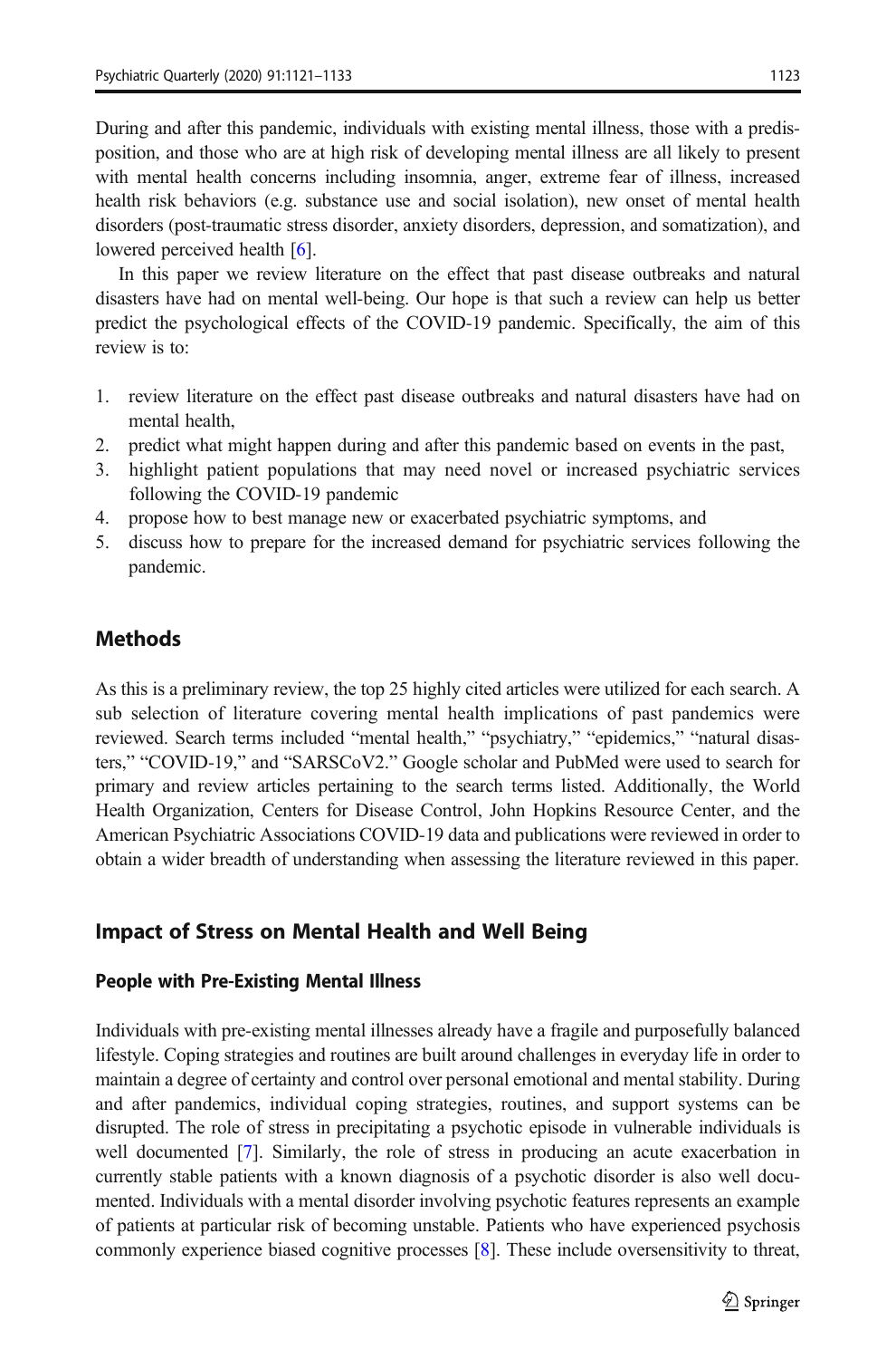During and after this pandemic, individuals with existing mental illness, those with a predisposition, and those who are at high risk of developing mental illness are all likely to present with mental health concerns including insomnia, anger, extreme fear of illness, increased health risk behaviors (e.g. substance use and social isolation), new onset of mental health disorders (post-traumatic stress disorder, anxiety disorders, depression, and somatization), and lowered perceived health [6].

In this paper we review literature on the effect that past disease outbreaks and natural disasters have had on mental well-being. Our hope is that such a review can help us better predict the psychological effects of the COVID-19 pandemic. Specifically, the aim of this review is to:

1. review literature on the effect past disease outbreaks and natural disasters have had on mental health,
2. predict what might happen during and after this pandemic based on events in the past,
3. highlight patient populations that may need novel or increased psychiatric services following the COVID-19 pandemic
4. propose how to best manage new or exacerbated psychiatric symptoms, and
5. discuss how to prepare for the increased demand for psychiatric services following the pandemic.

## Methods

As this is a preliminary review, the top 25 highly cited articles were utilized for each search. A sub selection of literature covering mental health implications of past pandemics were reviewed. Search terms included "mental health," "psychiatry," "epidemics," "natural disasters," "COVID-19," and "SARSCoV2." Google scholar and PubMed were used to search for primary and review articles pertaining to the search terms listed. Additionally, the World Health Organization, Centers for Disease Control, John Hopkins Resource Center, and the American Psychiatric Associations COVID-19 data and publications were reviewed in order to obtain a wider breadth of understanding when assessing the literature reviewed in this paper.

## Impact of Stress on Mental Health and Well Being

### People with Pre-Existing Mental Illness

Individuals with pre-existing mental illnesses already have a fragile and purposefully balanced lifestyle. Coping strategies and routines are built around challenges in everyday life in order to maintain a degree of certainty and control over personal emotional and mental stability. During and after pandemics, individual coping strategies, routines, and support systems can be disrupted. The role of stress in precipitating a psychotic episode in vulnerable individuals is well documented [7]. Similarly, the role of stress in producing an acute exacerbation in currently stable patients with a known diagnosis of a psychotic disorder is also well documented. Individuals with a mental disorder involving psychotic features represents an example of patients at particular risk of becoming unstable. Patients who have experienced psychosis commonly experience biased cognitive processes [8]. These include oversensitivity to threat,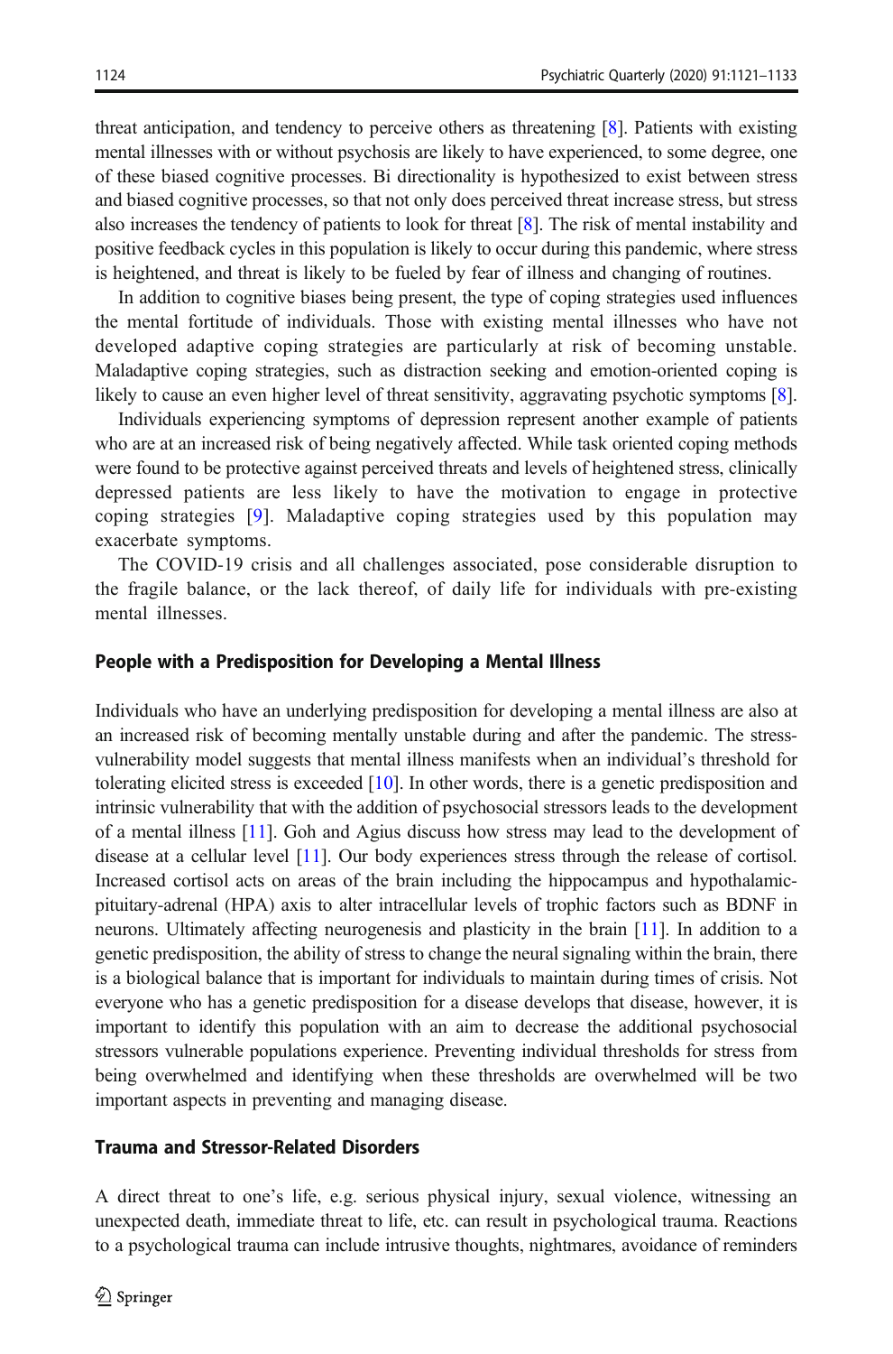threat anticipation, and tendency to perceive others as threatening [8]. Patients with existing mental illnesses with or without psychosis are likely to have experienced, to some degree, one of these biased cognitive processes. Bi directionality is hypothesized to exist between stress and biased cognitive processes, so that not only does perceived threat increase stress, but stress also increases the tendency of patients to look for threat [8]. The risk of mental instability and positive feedback cycles in this population is likely to occur during this pandemic, where stress is heightened, and threat is likely to be fueled by fear of illness and changing of routines.

In addition to cognitive biases being present, the type of coping strategies used influences the mental fortitude of individuals. Those with existing mental illnesses who have not developed adaptive coping strategies are particularly at risk of becoming unstable. Maladaptive coping strategies, such as distraction seeking and emotion-oriented coping is likely to cause an even higher level of threat sensitivity, aggravating psychotic symptoms [8].

Individuals experiencing symptoms of depression represent another example of patients who are at an increased risk of being negatively affected. While task oriented coping methods were found to be protective against perceived threats and levels of heightened stress, clinically depressed patients are less likely to have the motivation to engage in protective coping strategies [9]. Maladaptive coping strategies used by this population may exacerbate symptoms.

The COVID-19 crisis and all challenges associated, pose considerable disruption to the fragile balance, or the lack thereof, of daily life for individuals with pre-existing mental illnesses.

### People with a Predisposition for Developing a Mental Illness

Individuals who have an underlying predisposition for developing a mental illness are also at an increased risk of becoming mentally unstable during and after the pandemic. The stress-vulnerability model suggests that mental illness manifests when an individual's threshold for tolerating elicited stress is exceeded [10]. In other words, there is a genetic predisposition and intrinsic vulnerability that with the addition of psychosocial stressors leads to the development of a mental illness [11]. Goh and Agius discuss how stress may lead to the development of disease at a cellular level [11]. Our body experiences stress through the release of cortisol. Increased cortisol acts on areas of the brain including the hippocampus and hypothalamic-pituitary-adrenal (HPA) axis to alter intracellular levels of trophic factors such as BDNF in neurons. Ultimately affecting neurogenesis and plasticity in the brain [11]. In addition to a genetic predisposition, the ability of stress to change the neural signaling within the brain, there is a biological balance that is important for individuals to maintain during times of crisis. Not everyone who has a genetic predisposition for a disease develops that disease, however, it is important to identify this population with an aim to decrease the additional psychosocial stressors vulnerable populations experience. Preventing individual thresholds for stress from being overwhelmed and identifying when these thresholds are overwhelmed will be two important aspects in preventing and managing disease.

### Trauma and Stressor-Related Disorders

A direct threat to one's life, e.g. serious physical injury, sexual violence, witnessing an unexpected death, immediate threat to life, etc. can result in psychological trauma. Reactions to a psychological trauma can include intrusive thoughts, nightmares, avoidance of reminders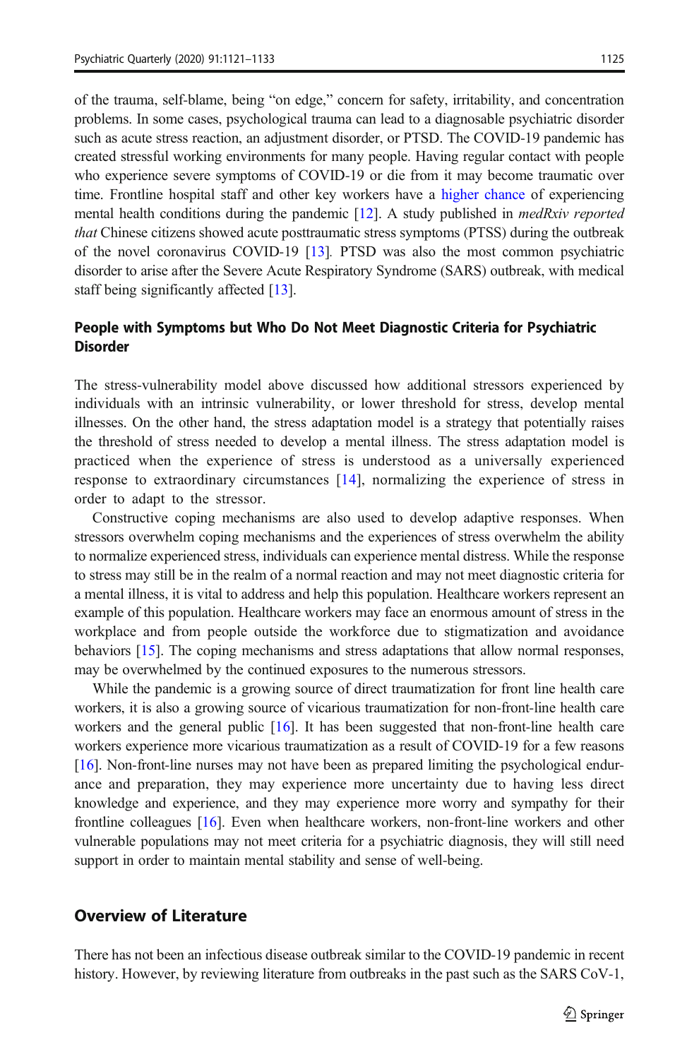of the trauma, self-blame, being "on edge," concern for safety, irritability, and concentration problems. In some cases, psychological trauma can lead to a diagnosable psychiatric disorder such as acute stress reaction, an adjustment disorder, or PTSD. The COVID-19 pandemic has created stressful working environments for many people. Having regular contact with people who experience severe symptoms of COVID-19 or die from it may become traumatic over time. Frontline hospital staff and other key workers have a higher chance of experiencing mental health conditions during the pandemic [12]. A study published in *medRxiv reported that* Chinese citizens showed acute posttraumatic stress symptoms (PTSS) during the outbreak of the novel coronavirus COVID-19 [13]. PTSD was also the most common psychiatric disorder to arise after the Severe Acute Respiratory Syndrome (SARS) outbreak, with medical staff being significantly affected [13].

### People with Symptoms but Who Do Not Meet Diagnostic Criteria for Psychiatric Disorder

The stress-vulnerability model above discussed how additional stressors experienced by individuals with an intrinsic vulnerability, or lower threshold for stress, develop mental illnesses. On the other hand, the stress adaptation model is a strategy that potentially raises the threshold of stress needed to develop a mental illness. The stress adaptation model is practiced when the experience of stress is understood as a universally experienced response to extraordinary circumstances [14], normalizing the experience of stress in order to adapt to the stressor.

Constructive coping mechanisms are also used to develop adaptive responses. When stressors overwhelm coping mechanisms and the experiences of stress overwhelm the ability to normalize experienced stress, individuals can experience mental distress. While the response to stress may still be in the realm of a normal reaction and may not meet diagnostic criteria for a mental illness, it is vital to address and help this population. Healthcare workers represent an example of this population. Healthcare workers may face an enormous amount of stress in the workplace and from people outside the workforce due to stigmatization and avoidance behaviors [15]. The coping mechanisms and stress adaptations that allow normal responses, may be overwhelmed by the continued exposures to the numerous stressors.

While the pandemic is a growing source of direct traumatization for front line health care workers, it is also a growing source of vicarious traumatization for non-front-line health care workers and the general public [16]. It has been suggested that non-front-line health care workers experience more vicarious traumatization as a result of COVID-19 for a few reasons [16]. Non-front-line nurses may not have been as prepared limiting the psychological endurance and preparation, they may experience more uncertainty due to having less direct knowledge and experience, and they may experience more worry and sympathy for their frontline colleagues [16]. Even when healthcare workers, non-front-line workers and other vulnerable populations may not meet criteria for a psychiatric diagnosis, they will still need support in order to maintain mental stability and sense of well-being.

## Overview of Literature

There has not been an infectious disease outbreak similar to the COVID-19 pandemic in recent history. However, by reviewing literature from outbreaks in the past such as the SARS CoV-1,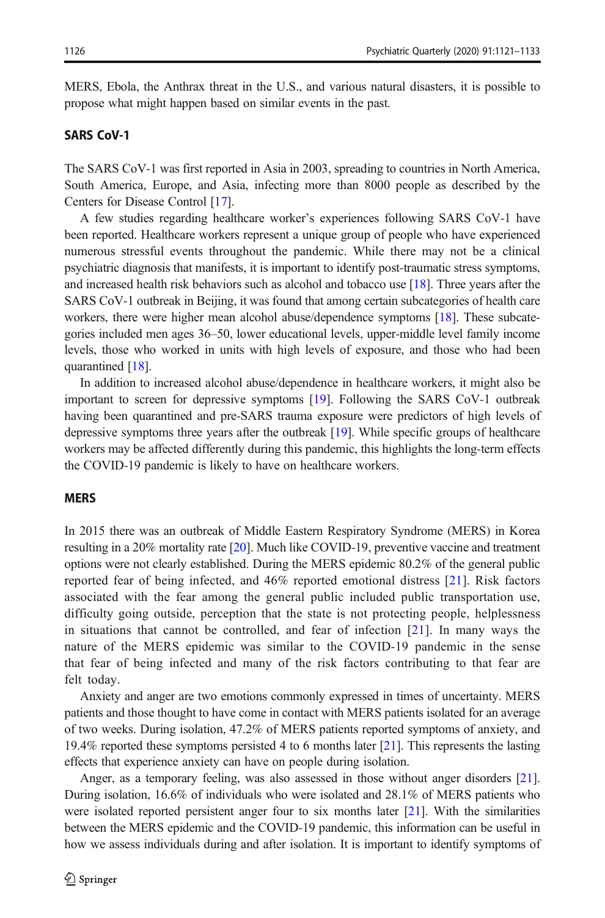MERS, Ebola, the Anthrax threat in the U.S., and various natural disasters, it is possible to propose what might happen based on similar events in the past.

### SARS CoV-1

The SARS CoV-1 was first reported in Asia in 2003, spreading to countries in North America, South America, Europe, and Asia, infecting more than 8000 people as described by the Centers for Disease Control [17].

A few studies regarding healthcare worker's experiences following SARS CoV-1 have been reported. Healthcare workers represent a unique group of people who have experienced numerous stressful events throughout the pandemic. While there may not be a clinical psychiatric diagnosis that manifests, it is important to identify post-traumatic stress symptoms, and increased health risk behaviors such as alcohol and tobacco use [18]. Three years after the SARS CoV-1 outbreak in Beijing, it was found that among certain subcategories of health care workers, there were higher mean alcohol abuse/dependence symptoms [18]. These subcategories included men ages 36–50, lower educational levels, upper-middle level family income levels, those who worked in units with high levels of exposure, and those who had been quarantined [18].

In addition to increased alcohol abuse/dependence in healthcare workers, it might also be important to screen for depressive symptoms [19]. Following the SARS CoV-1 outbreak having been quarantined and pre-SARS trauma exposure were predictors of high levels of depressive symptoms three years after the outbreak [19]. While specific groups of healthcare workers may be affected differently during this pandemic, this highlights the long-term effects the COVID-19 pandemic is likely to have on healthcare workers.

### MERS

In 2015 there was an outbreak of Middle Eastern Respiratory Syndrome (MERS) in Korea resulting in a 20% mortality rate [20]. Much like COVID-19, preventive vaccine and treatment options were not clearly established. During the MERS epidemic 80.2% of the general public reported fear of being infected, and 46% reported emotional distress [21]. Risk factors associated with the fear among the general public included public transportation use, difficulty going outside, perception that the state is not protecting people, helplessness in situations that cannot be controlled, and fear of infection [21]. In many ways the nature of the MERS epidemic was similar to the COVID-19 pandemic in the sense that fear of being infected and many of the risk factors contributing to that fear are felt today.

Anxiety and anger are two emotions commonly expressed in times of uncertainty. MERS patients and those thought to have come in contact with MERS patients isolated for an average of two weeks. During isolation, 47.2% of MERS patients reported symptoms of anxiety, and 19.4% reported these symptoms persisted 4 to 6 months later [21]. This represents the lasting effects that experience anxiety can have on people during isolation.

Anger, as a temporary feeling, was also assessed in those without anger disorders [21]. During isolation, 16.6% of individuals who were isolated and 28.1% of MERS patients who were isolated reported persistent anger four to six months later [21]. With the similarities between the MERS epidemic and the COVID-19 pandemic, this information can be useful in how we assess individuals during and after isolation. It is important to identify symptoms of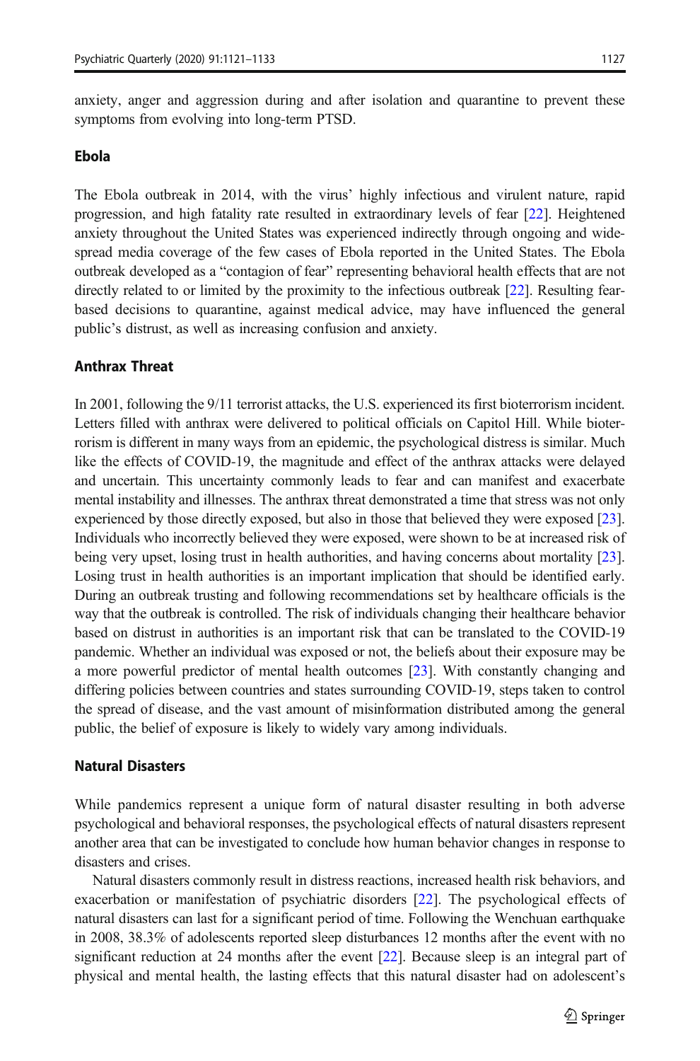anxiety, anger and aggression during and after isolation and quarantine to prevent these symptoms from evolving into long-term PTSD.

### Ebola

The Ebola outbreak in 2014, with the virus' highly infectious and virulent nature, rapid progression, and high fatality rate resulted in extraordinary levels of fear [22]. Heightened anxiety throughout the United States was experienced indirectly through ongoing and widespread media coverage of the few cases of Ebola reported in the United States. The Ebola outbreak developed as a "contagion of fear" representing behavioral health effects that are not directly related to or limited by the proximity to the infectious outbreak [22]. Resulting fear-based decisions to quarantine, against medical advice, may have influenced the general public's distrust, as well as increasing confusion and anxiety.

### Anthrax Threat

In 2001, following the 9/11 terrorist attacks, the U.S. experienced its first bioterrorism incident. Letters filled with anthrax were delivered to political officials on Capitol Hill. While bioterrorism is different in many ways from an epidemic, the psychological distress is similar. Much like the effects of COVID-19, the magnitude and effect of the anthrax attacks were delayed and uncertain. This uncertainty commonly leads to fear and can manifest and exacerbate mental instability and illnesses. The anthrax threat demonstrated a time that stress was not only experienced by those directly exposed, but also in those that believed they were exposed [23]. Individuals who incorrectly believed they were exposed, were shown to be at increased risk of being very upset, losing trust in health authorities, and having concerns about mortality [23]. Losing trust in health authorities is an important implication that should be identified early. During an outbreak trusting and following recommendations set by healthcare officials is the way that the outbreak is controlled. The risk of individuals changing their healthcare behavior based on distrust in authorities is an important risk that can be translated to the COVID-19 pandemic. Whether an individual was exposed or not, the beliefs about their exposure may be a more powerful predictor of mental health outcomes [23]. With constantly changing and differing policies between countries and states surrounding COVID-19, steps taken to control the spread of disease, and the vast amount of misinformation distributed among the general public, the belief of exposure is likely to widely vary among individuals.

### Natural Disasters

While pandemics represent a unique form of natural disaster resulting in both adverse psychological and behavioral responses, the psychological effects of natural disasters represent another area that can be investigated to conclude how human behavior changes in response to disasters and crises.

Natural disasters commonly result in distress reactions, increased health risk behaviors, and exacerbation or manifestation of psychiatric disorders [22]. The psychological effects of natural disasters can last for a significant period of time. Following the Wenchuan earthquake in 2008, 38.3% of adolescents reported sleep disturbances 12 months after the event with no significant reduction at 24 months after the event [22]. Because sleep is an integral part of physical and mental health, the lasting effects that this natural disaster had on adolescent's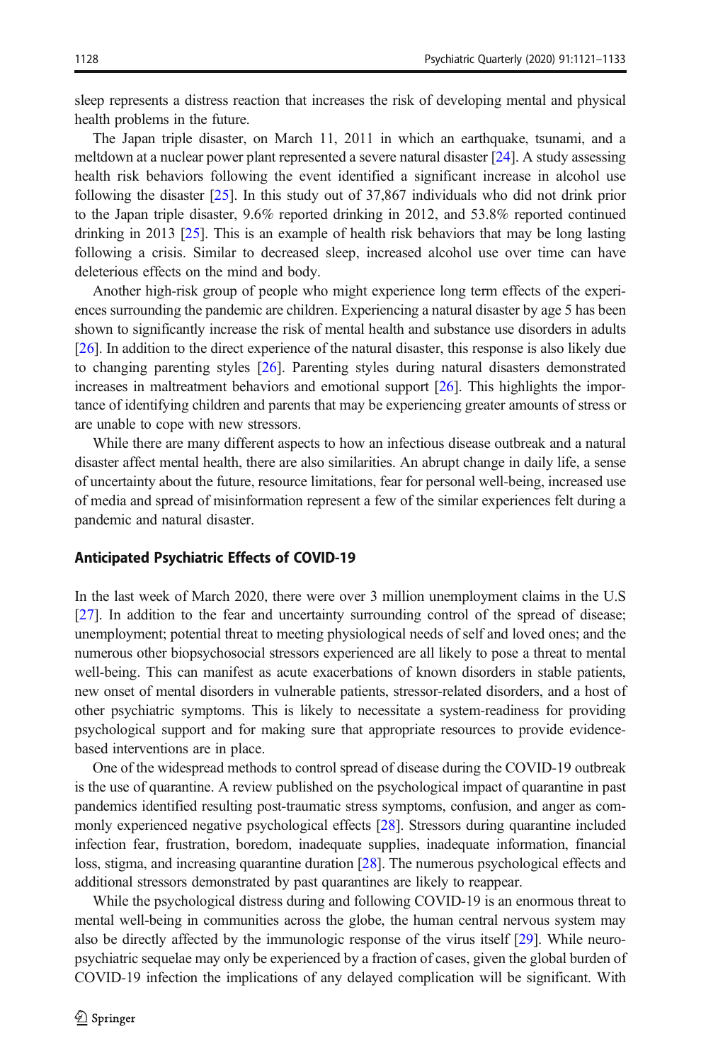sleep represents a distress reaction that increases the risk of developing mental and physical health problems in the future.

The Japan triple disaster, on March 11, 2011 in which an earthquake, tsunami, and a meltdown at a nuclear power plant represented a severe natural disaster [24]. A study assessing health risk behaviors following the event identified a significant increase in alcohol use following the disaster [25]. In this study out of 37,867 individuals who did not drink prior to the Japan triple disaster, 9.6% reported drinking in 2012, and 53.8% reported continued drinking in 2013 [25]. This is an example of health risk behaviors that may be long lasting following a crisis. Similar to decreased sleep, increased alcohol use over time can have deleterious effects on the mind and body.

Another high-risk group of people who might experience long term effects of the experiences surrounding the pandemic are children. Experiencing a natural disaster by age 5 has been shown to significantly increase the risk of mental health and substance use disorders in adults [26]. In addition to the direct experience of the natural disaster, this response is also likely due to changing parenting styles [26]. Parenting styles during natural disasters demonstrated increases in maltreatment behaviors and emotional support [26]. This highlights the importance of identifying children and parents that may be experiencing greater amounts of stress or are unable to cope with new stressors.

While there are many different aspects to how an infectious disease outbreak and a natural disaster affect mental health, there are also similarities. An abrupt change in daily life, a sense of uncertainty about the future, resource limitations, fear for personal well-being, increased use of media and spread of misinformation represent a few of the similar experiences felt during a pandemic and natural disaster.

### Anticipated Psychiatric Effects of COVID-19

In the last week of March 2020, there were over 3 million unemployment claims in the U.S [27]. In addition to the fear and uncertainty surrounding control of the spread of disease; unemployment; potential threat to meeting physiological needs of self and loved ones; and the numerous other biopsychosocial stressors experienced are all likely to pose a threat to mental well-being. This can manifest as acute exacerbations of known disorders in stable patients, new onset of mental disorders in vulnerable patients, stressor-related disorders, and a host of other psychiatric symptoms. This is likely to necessitate a system-readiness for providing psychological support and for making sure that appropriate resources to provide evidence-based interventions are in place.

One of the widespread methods to control spread of disease during the COVID-19 outbreak is the use of quarantine. A review published on the psychological impact of quarantine in past pandemics identified resulting post-traumatic stress symptoms, confusion, and anger as commonly experienced negative psychological effects [28]. Stressors during quarantine included infection fear, frustration, boredom, inadequate supplies, inadequate information, financial loss, stigma, and increasing quarantine duration [28]. The numerous psychological effects and additional stressors demonstrated by past quarantines are likely to reappear.

While the psychological distress during and following COVID-19 is an enormous threat to mental well-being in communities across the globe, the human central nervous system may also be directly affected by the immunologic response of the virus itself [29]. While neuropsychiatric sequelae may only be experienced by a fraction of cases, given the global burden of COVID-19 infection the implications of any delayed complication will be significant. With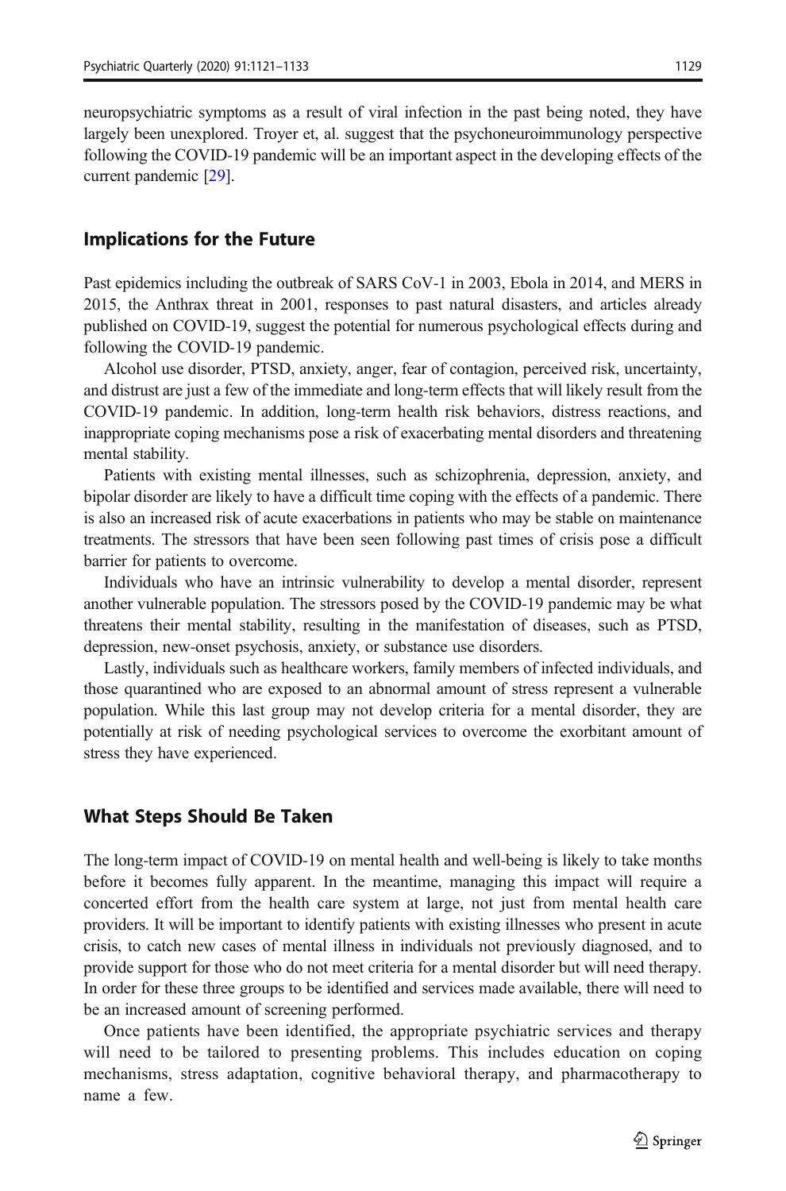neuropsychiatric symptoms as a result of viral infection in the past being noted, they have largely been unexplored. Troyer et, al. suggest that the psychoneuroimmunology perspective following the COVID-19 pandemic will be an important aspect in the developing effects of the current pandemic [29].

## Implications for the Future

Past epidemics including the outbreak of SARS CoV-1 in 2003, Ebola in 2014, and MERS in 2015, the Anthrax threat in 2001, responses to past natural disasters, and articles already published on COVID-19, suggest the potential for numerous psychological effects during and following the COVID-19 pandemic.

Alcohol use disorder, PTSD, anxiety, anger, fear of contagion, perceived risk, uncertainty, and distrust are just a few of the immediate and long-term effects that will likely result from the COVID-19 pandemic. In addition, long-term health risk behaviors, distress reactions, and inappropriate coping mechanisms pose a risk of exacerbating mental disorders and threatening mental stability.

Patients with existing mental illnesses, such as schizophrenia, depression, anxiety, and bipolar disorder are likely to have a difficult time coping with the effects of a pandemic. There is also an increased risk of acute exacerbations in patients who may be stable on maintenance treatments. The stressors that have been seen following past times of crisis pose a difficult barrier for patients to overcome.

Individuals who have an intrinsic vulnerability to develop a mental disorder, represent another vulnerable population. The stressors posed by the COVID-19 pandemic may be what threatens their mental stability, resulting in the manifestation of diseases, such as PTSD, depression, new-onset psychosis, anxiety, or substance use disorders.

Lastly, individuals such as healthcare workers, family members of infected individuals, and those quarantined who are exposed to an abnormal amount of stress represent a vulnerable population. While this last group may not develop criteria for a mental disorder, they are potentially at risk of needing psychological services to overcome the exorbitant amount of stress they have experienced.

## What Steps Should Be Taken

The long-term impact of COVID-19 on mental health and well-being is likely to take months before it becomes fully apparent. In the meantime, managing this impact will require a concerted effort from the health care system at large, not just from mental health care providers. It will be important to identify patients with existing illnesses who present in acute crisis, to catch new cases of mental illness in individuals not previously diagnosed, and to provide support for those who do not meet criteria for a mental disorder but will need therapy. In order for these three groups to be identified and services made available, there will need to be an increased amount of screening performed.

Once patients have been identified, the appropriate psychiatric services and therapy will need to be tailored to presenting problems. This includes education on coping mechanisms, stress adaptation, cognitive behavioral therapy, and pharmacotherapy to name a few.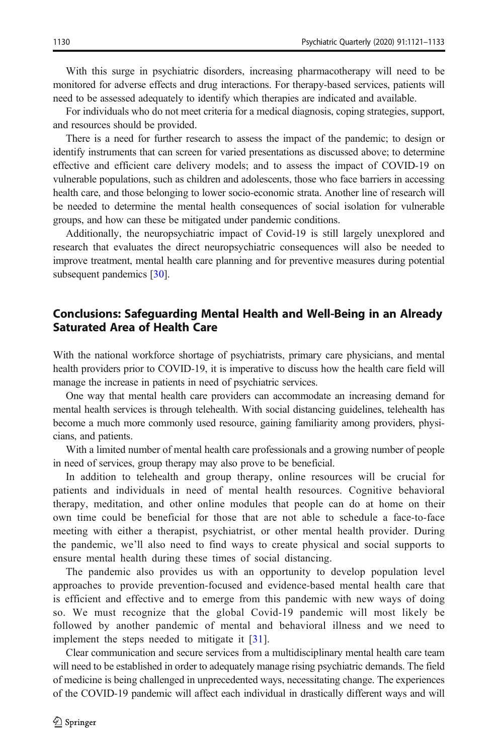With this surge in psychiatric disorders, increasing pharmacotherapy will need to be monitored for adverse effects and drug interactions. For therapy-based services, patients will need to be assessed adequately to identify which therapies are indicated and available.

For individuals who do not meet criteria for a medical diagnosis, coping strategies, support, and resources should be provided.

There is a need for further research to assess the impact of the pandemic; to design or identify instruments that can screen for varied presentations as discussed above; to determine effective and efficient care delivery models; and to assess the impact of COVID-19 on vulnerable populations, such as children and adolescents, those who face barriers in accessing health care, and those belonging to lower socio-economic strata. Another line of research will be needed to determine the mental health consequences of social isolation for vulnerable groups, and how can these be mitigated under pandemic conditions.

Additionally, the neuropsychiatric impact of Covid-19 is still largely unexplored and research that evaluates the direct neuropsychiatric consequences will also be needed to improve treatment, mental health care planning and for preventive measures during potential subsequent pandemics [30].

## Conclusions: Safeguarding Mental Health and Well-Being in an Already Saturated Area of Health Care

With the national workforce shortage of psychiatrists, primary care physicians, and mental health providers prior to COVID-19, it is imperative to discuss how the health care field will manage the increase in patients in need of psychiatric services.

One way that mental health care providers can accommodate an increasing demand for mental health services is through telehealth. With social distancing guidelines, telehealth has become a much more commonly used resource, gaining familiarity among providers, physicians, and patients.

With a limited number of mental health care professionals and a growing number of people in need of services, group therapy may also prove to be beneficial.

In addition to telehealth and group therapy, online resources will be crucial for patients and individuals in need of mental health resources. Cognitive behavioral therapy, meditation, and other online modules that people can do at home on their own time could be beneficial for those that are not able to schedule a face-to-face meeting with either a therapist, psychiatrist, or other mental health provider. During the pandemic, we'll also need to find ways to create physical and social supports to ensure mental health during these times of social distancing.

The pandemic also provides us with an opportunity to develop population level approaches to provide prevention-focused and evidence-based mental health care that is efficient and effective and to emerge from this pandemic with new ways of doing so. We must recognize that the global Covid-19 pandemic will most likely be followed by another pandemic of mental and behavioral illness and we need to implement the steps needed to mitigate it [31].

Clear communication and secure services from a multidisciplinary mental health care team will need to be established in order to adequately manage rising psychiatric demands. The field of medicine is being challenged in unprecedented ways, necessitating change. The experiences of the COVID-19 pandemic will affect each individual in drastically different ways and will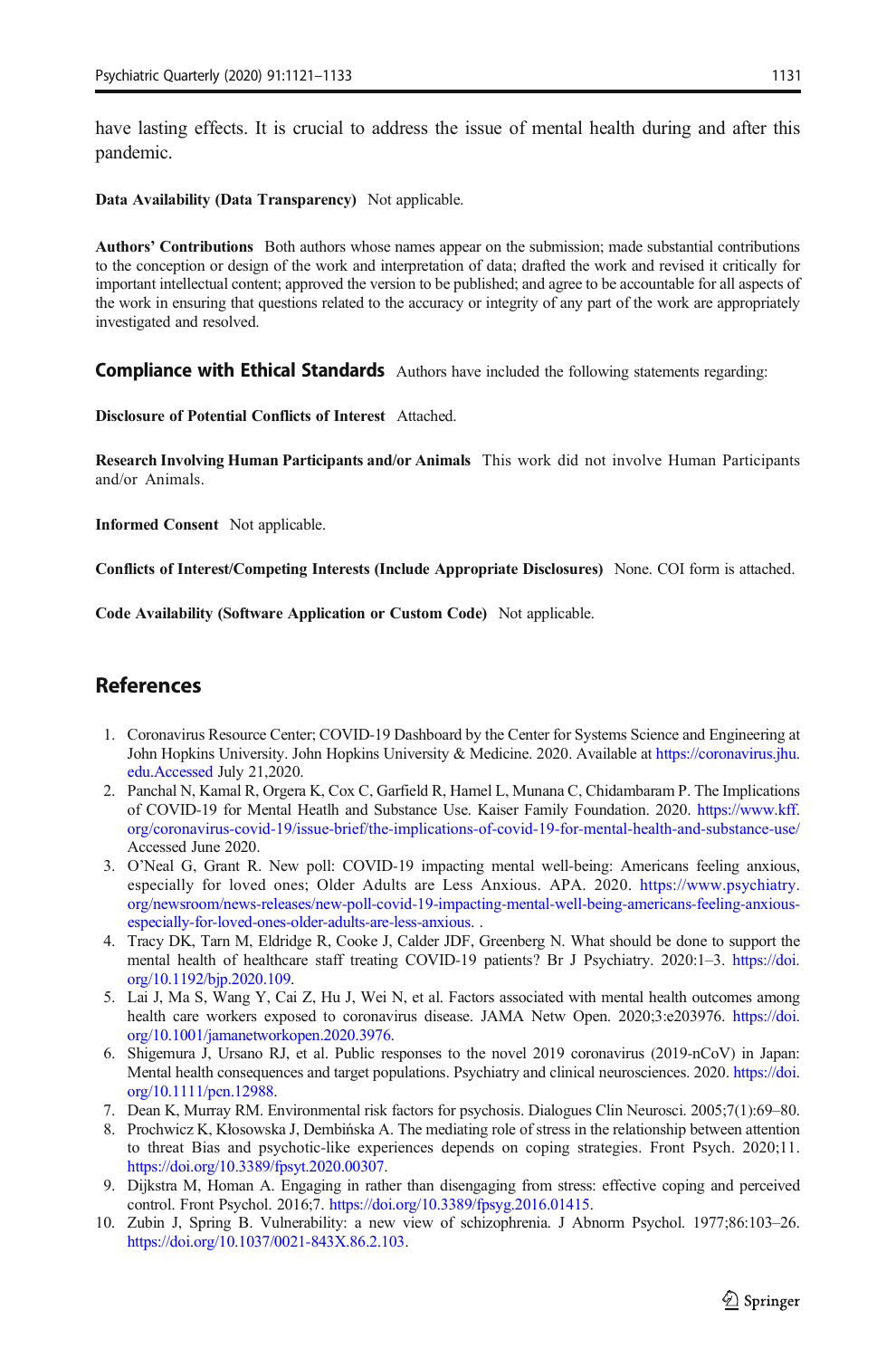have lasting effects. It is crucial to address the issue of mental health during and after this pandemic.

**Data Availability (Data Transparency)** Not applicable.

**Authors' Contributions** Both authors whose names appear on the submission; made substantial contributions to the conception or design of the work and interpretation of data; drafted the work and revised it critically for important intellectual content; approved the version to be published; and agree to be accountable for all aspects of the work in ensuring that questions related to the accuracy or integrity of any part of the work are appropriately investigated and resolved.

**Compliance with Ethical Standards** Authors have included the following statements regarding:

**Disclosure of Potential Conflicts of Interest** Attached.

**Research Involving Human Participants and/or Animals** This work did not involve Human Participants and/or Animals.

**Informed Consent** Not applicable.

**Conflicts of Interest/Competing Interests (Include Appropriate Disclosures)** None. COI form is attached.

**Code Availability (Software Application or Custom Code)** Not applicable.

## References

1. Coronavirus Resource Center; COVID-19 Dashboard by the Center for Systems Science and Engineering at John Hopkins University. John Hopkins University & Medicine. 2020. Available at https://coronavirus.jhu.edu.Accessed July 21,2020.
2. Panchal N, Kamal R, Orgera K, Cox C, Garfield R, Hamel L, Munana C, Chidambaram P. The Implications of COVID-19 for Mental Heatlh and Substance Use. Kaiser Family Foundation. 2020. https://www.kff.org/coronavirus-covid-19/issue-brief/the-implications-of-covid-19-for-mental-health-and-substance-use/ Accessed June 2020.
3. O'Neal G, Grant R. New poll: COVID-19 impacting mental well-being: Americans feeling anxious, especially for loved ones; Older Adults are Less Anxious. APA. 2020. https://www.psychiatry.org/newsroom/news-releases/new-poll-covid-19-impacting-mental-well-being-americans-feeling-anxious-especially-for-loved-ones-older-adults-are-less-anxious. .
4. Tracy DK, Tarn M, Eldridge R, Cooke J, Calder JDF, Greenberg N. What should be done to support the mental health of healthcare staff treating COVID-19 patients? Br J Psychiatry. 2020:1–3. https://doi.org/10.1192/bjp.2020.109.
5. Lai J, Ma S, Wang Y, Cai Z, Hu J, Wei N, et al. Factors associated with mental health outcomes among health care workers exposed to coronavirus disease. JAMA Netw Open. 2020;3:e203976. https://doi.org/10.1001/jamanetworkopen.2020.3976.
6. Shigemura J, Ursano RJ, et al. Public responses to the novel 2019 coronavirus (2019-nCoV) in Japan: Mental health consequences and target populations. Psychiatry and clinical neurosciences. 2020. https://doi.org/10.1111/pcn.12988.
7. Dean K, Murray RM. Environmental risk factors for psychosis. Dialogues Clin Neurosci. 2005;7(1):69–80.
8. Prochwicz K, Kłosowska J, Dembińska A. The mediating role of stress in the relationship between attention to threat Bias and psychotic-like experiences depends on coping strategies. Front Psych. 2020;11. https://doi.org/10.3389/fpsyt.2020.00307.
9. Dijkstra M, Homan A. Engaging in rather than disengaging from stress: effective coping and perceived control. Front Psychol. 2016;7. https://doi.org/10.3389/fpsyg.2016.01415.
10. Zubin J, Spring B. Vulnerability: a new view of schizophrenia. J Abnorm Psychol. 1977;86:103–26. https://doi.org/10.1037/0021-843X.86.2.103.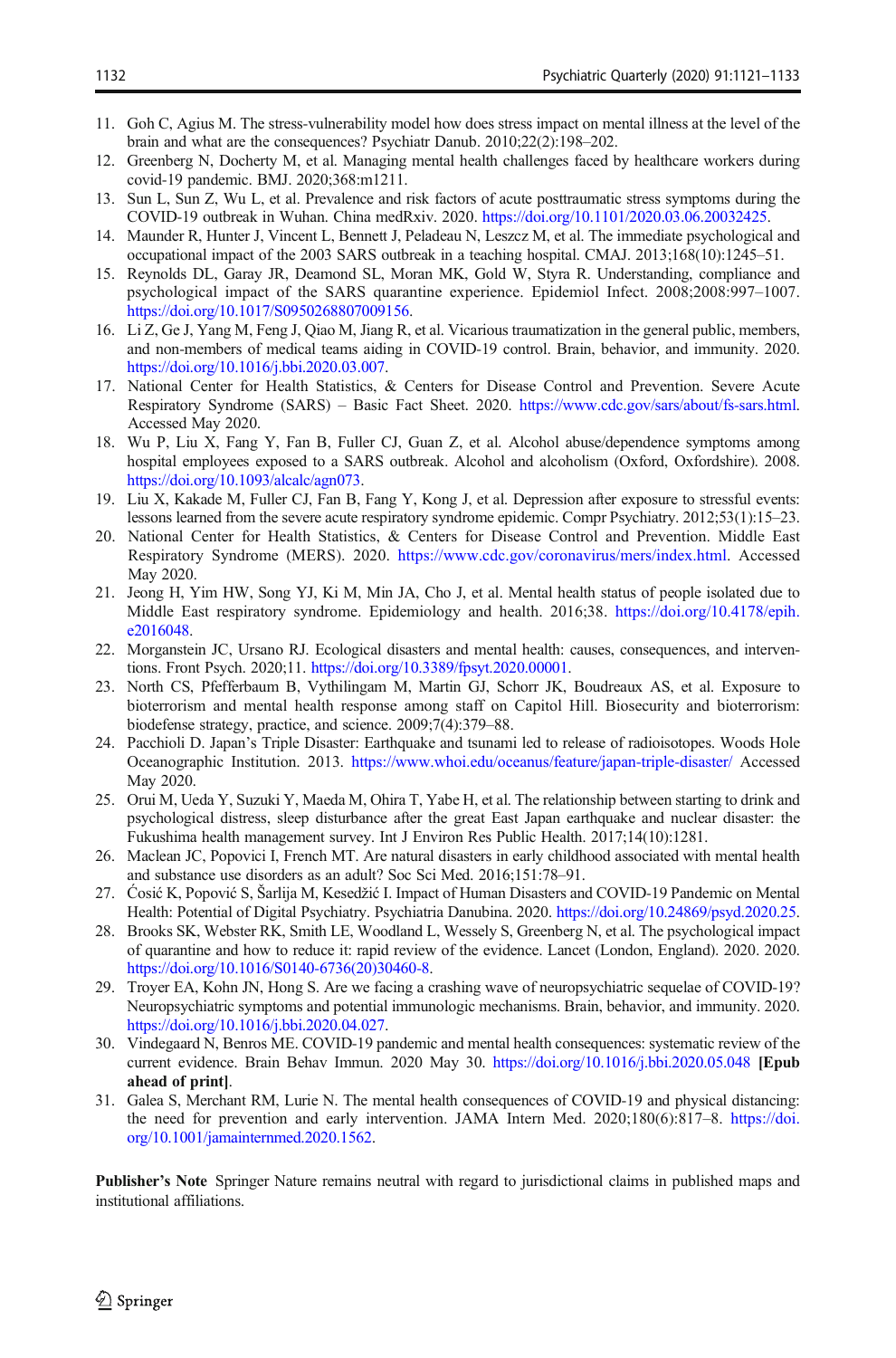11. Goh C, Agius M. The stress-vulnerability model how does stress impact on mental illness at the level of the brain and what are the consequences? Psychiatr Danub. 2010;22(2):198–202.
12. Greenberg N, Docherty M, et al. Managing mental health challenges faced by healthcare workers during covid-19 pandemic. BMJ. 2020;368:m1211.
13. Sun L, Sun Z, Wu L, et al. Prevalence and risk factors of acute posttraumatic stress symptoms during the COVID-19 outbreak in Wuhan. China medRxiv. 2020. https://doi.org/10.1101/2020.03.06.20032425.
14. Maunder R, Hunter J, Vincent L, Bennett J, Peladeau N, Leszcz M, et al. The immediate psychological and occupational impact of the 2003 SARS outbreak in a teaching hospital. CMAJ. 2013;168(10):1245–51.
15. Reynolds DL, Garay JR, Deamond SL, Moran MK, Gold W, Styra R. Understanding, compliance and psychological impact of the SARS quarantine experience. Epidemiol Infect. 2008;2008:997–1007. https://doi.org/10.1017/S0950268807009156.
16. Li Z, Ge J, Yang M, Feng J, Qiao M, Jiang R, et al. Vicarious traumatization in the general public, members, and non-members of medical teams aiding in COVID-19 control. Brain, behavior, and immunity. 2020. https://doi.org/10.1016/j.bbi.2020.03.007.
17. National Center for Health Statistics, & Centers for Disease Control and Prevention. Severe Acute Respiratory Syndrome (SARS) – Basic Fact Sheet. 2020. https://www.cdc.gov/sars/about/fs-sars.html. Accessed May 2020.
18. Wu P, Liu X, Fang Y, Fan B, Fuller CJ, Guan Z, et al. Alcohol abuse/dependence symptoms among hospital employees exposed to a SARS outbreak. Alcohol and alcoholism (Oxford, Oxfordshire). 2008. https://doi.org/10.1093/alcalc/agn073.
19. Liu X, Kakade M, Fuller CJ, Fan B, Fang Y, Kong J, et al. Depression after exposure to stressful events: lessons learned from the severe acute respiratory syndrome epidemic. Compr Psychiatry. 2012;53(1):15–23.
20. National Center for Health Statistics, & Centers for Disease Control and Prevention. Middle East Respiratory Syndrome (MERS). 2020. https://www.cdc.gov/coronavirus/mers/index.html. Accessed May 2020.
21. Jeong H, Yim HW, Song YJ, Ki M, Min JA, Cho J, et al. Mental health status of people isolated due to Middle East respiratory syndrome. Epidemiology and health. 2016;38. https://doi.org/10.4178/epih.e2016048.
22. Morganstein JC, Ursano RJ. Ecological disasters and mental health: causes, consequences, and interventions. Front Psych. 2020;11. https://doi.org/10.3389/fpsyt.2020.00001.
23. North CS, Pfefferbaum B, Vythilingam M, Martin GJ, Schorr JK, Boudreaux AS, et al. Exposure to bioterrorism and mental health response among staff on Capitol Hill. Biosecurity and bioterrorism: biodefense strategy, practice, and science. 2009;7(4):379–88.
24. Pacchioli D. Japan's Triple Disaster: Earthquake and tsunami led to release of radioisotopes. Woods Hole Oceanographic Institution. 2013. https://www.whoi.edu/oceanus/feature/japan-triple-disaster/ Accessed May 2020.
25. Orui M, Ueda Y, Suzuki Y, Maeda M, Ohira T, Yabe H, et al. The relationship between starting to drink and psychological distress, sleep disturbance after the great East Japan earthquake and nuclear disaster: the Fukushima health management survey. Int J Environ Res Public Health. 2017;14(10):1281.
26. Maclean JC, Popovici I, French MT. Are natural disasters in early childhood associated with mental health and substance use disorders as an adult? Soc Sci Med. 2016;151:78–91.
27. Ćosić K, Popović S, Šarlija M, Kesedžić I. Impact of Human Disasters and COVID-19 Pandemic on Mental Health: Potential of Digital Psychiatry. Psychiatria Danubina. 2020. https://doi.org/10.24869/psyd.2020.25.
28. Brooks SK, Webster RK, Smith LE, Woodland L, Wessely S, Greenberg N, et al. The psychological impact of quarantine and how to reduce it: rapid review of the evidence. Lancet (London, England). 2020. 2020. https://doi.org/10.1016/S0140-6736(20)30460-8.
29. Troyer EA, Kohn JN, Hong S. Are we facing a crashing wave of neuropsychiatric sequelae of COVID-19? Neuropsychiatric symptoms and potential immunologic mechanisms. Brain, behavior, and immunity. 2020. https://doi.org/10.1016/j.bbi.2020.04.027.
30. Vindegaard N, Benros ME. COVID-19 pandemic and mental health consequences: systematic review of the current evidence. Brain Behav Immun. 2020 May 30. https://doi.org/10.1016/j.bbi.2020.05.048 **[Epub ahead of print]**.
31. Galea S, Merchant RM, Lurie N. The mental health consequences of COVID-19 and physical distancing: the need for prevention and early intervention. JAMA Intern Med. 2020;180(6):817–8. https://doi.org/10.1001/jamainternmed.2020.1562.

**Publisher's Note** Springer Nature remains neutral with regard to jurisdictional claims in published maps and institutional affiliations.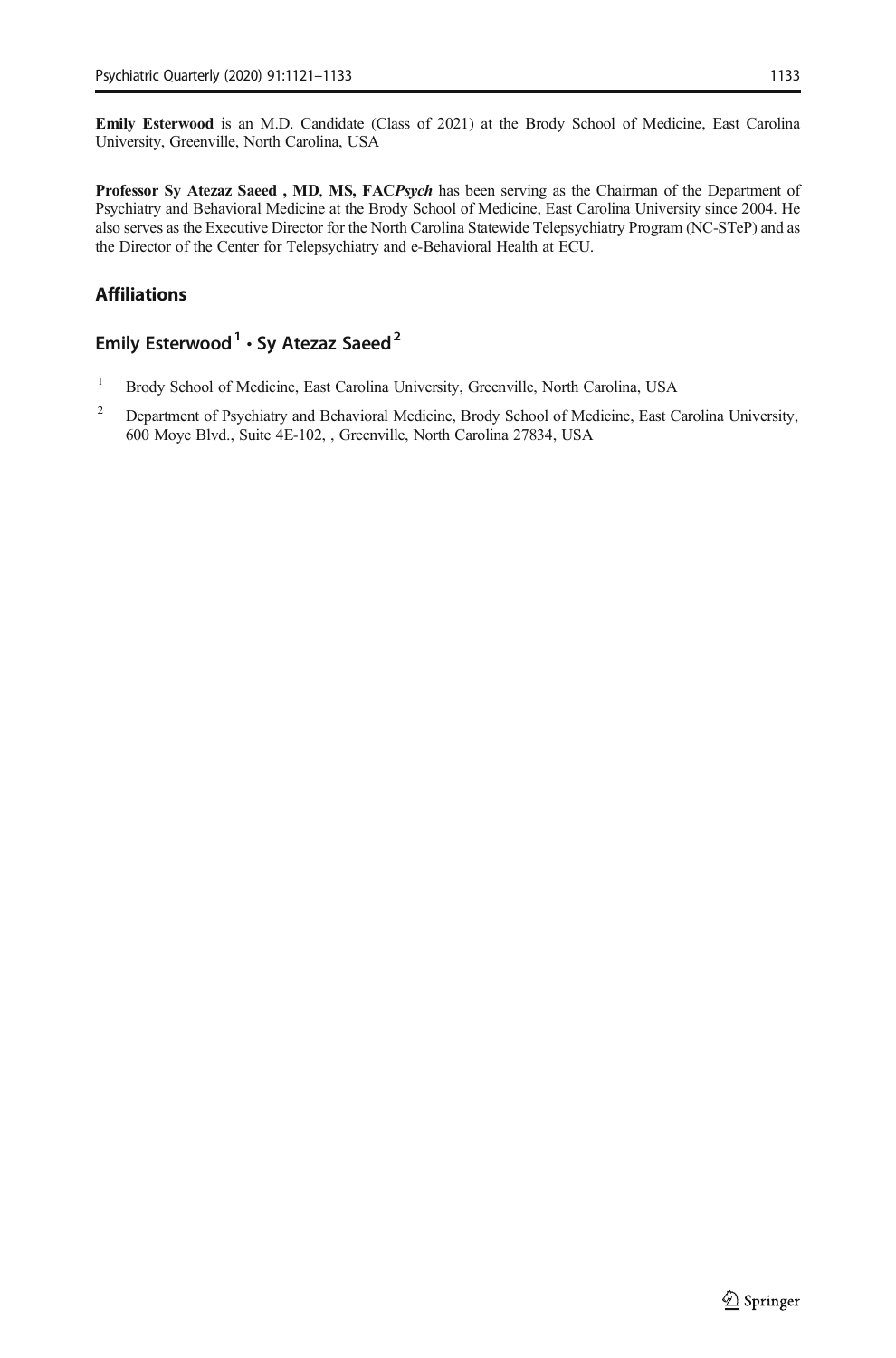**Emily Esterwood** is an M.D. Candidate (Class of 2021) at the Brody School of Medicine, East Carolina University, Greenville, North Carolina, USA

**Professor Sy Atezaz Saeed , MD, MS, FAC*Psych*** has been serving as the Chairman of the Department of Psychiatry and Behavioral Medicine at the Brody School of Medicine, East Carolina University since 2004. He also serves as the Executive Director for the North Carolina Statewide Telepsychiatry Program (NC-STeP) and as the Director of the Center for Telepsychiatry and e-Behavioral Health at ECU.

## Affiliations

### Emily Esterwood [1] · Sy Atezaz Saeed [2]

[1] Brody School of Medicine, East Carolina University, Greenville, North Carolina, USA

[2] Department of Psychiatry and Behavioral Medicine, Brody School of Medicine, East Carolina University, 600 Moye Blvd., Suite 4E-102, , Greenville, North Carolina 27834, USA